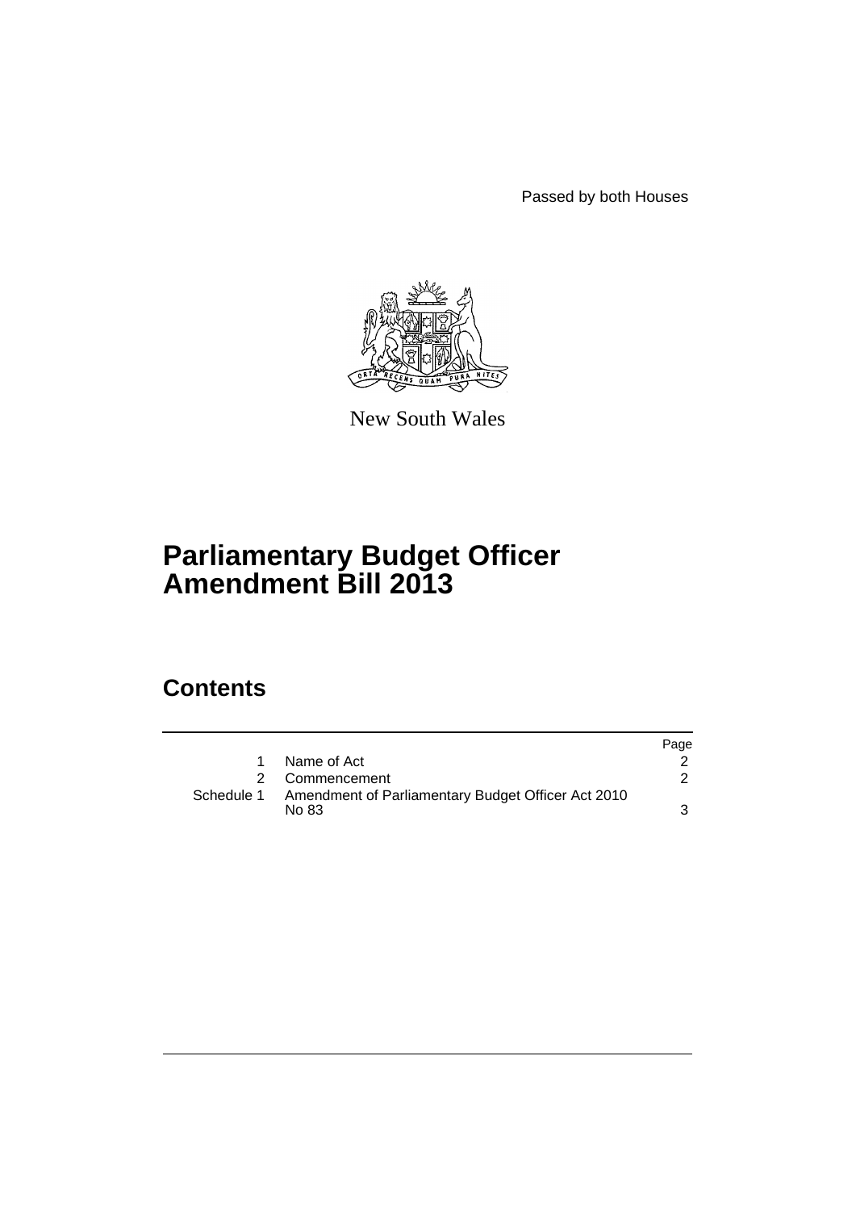Passed by both Houses

New South Wales

# Parliamentary Budget Officer Amendment Bill 2013

## Contents

| | | Page |
|---|---|---|
| 1 | Name of Act | 2 |
| 2 | Commencement | 2 |
| Schedule 1 | Amendment of Parliamentary Budget Officer Act 2010 No 83 | 3 |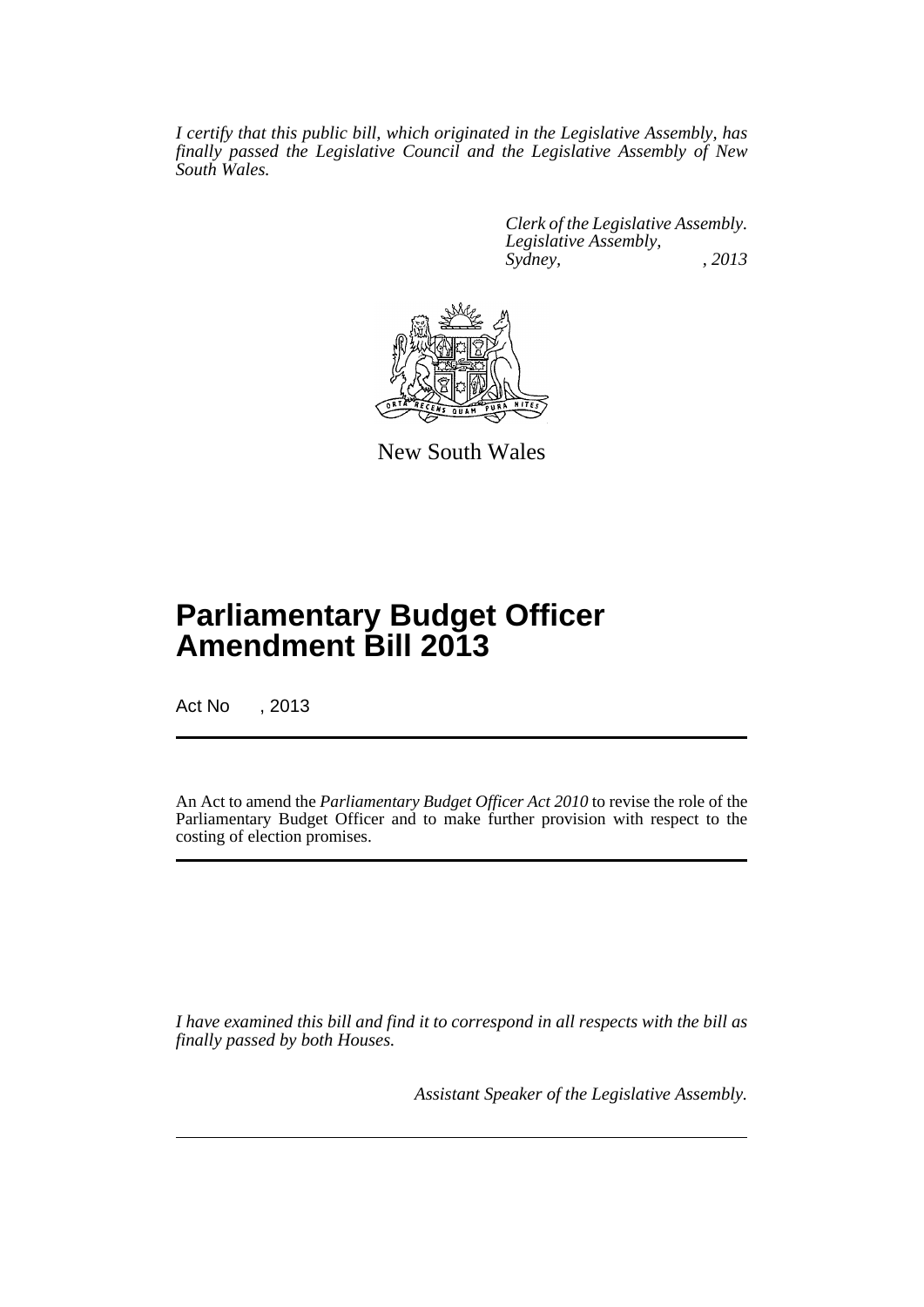*I certify that this public bill, which originated in the Legislative Assembly, has finally passed the Legislative Council and the Legislative Assembly of New South Wales.*

*Clerk of the Legislative Assembly.*
*Legislative Assembly,*
*Sydney, , 2013*

New South Wales

# Parliamentary Budget Officer Amendment Bill 2013

Act No , 2013

An Act to amend the *Parliamentary Budget Officer Act 2010* to revise the role of the Parliamentary Budget Officer and to make further provision with respect to the costing of election promises.

*I have examined this bill and find it to correspond in all respects with the bill as finally passed by both Houses.*

*Assistant Speaker of the Legislative Assembly.*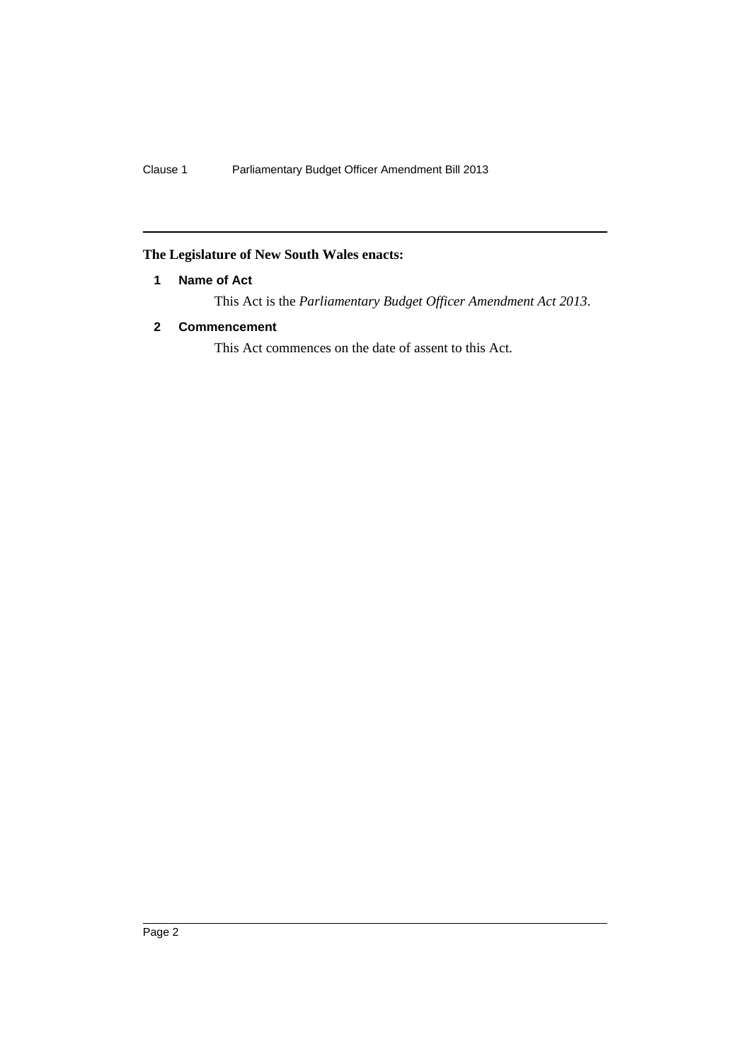**The Legislature of New South Wales enacts:**

### 1 Name of Act

This Act is the *Parliamentary Budget Officer Amendment Act 2013*.

### 2 Commencement

This Act commences on the date of assent to this Act.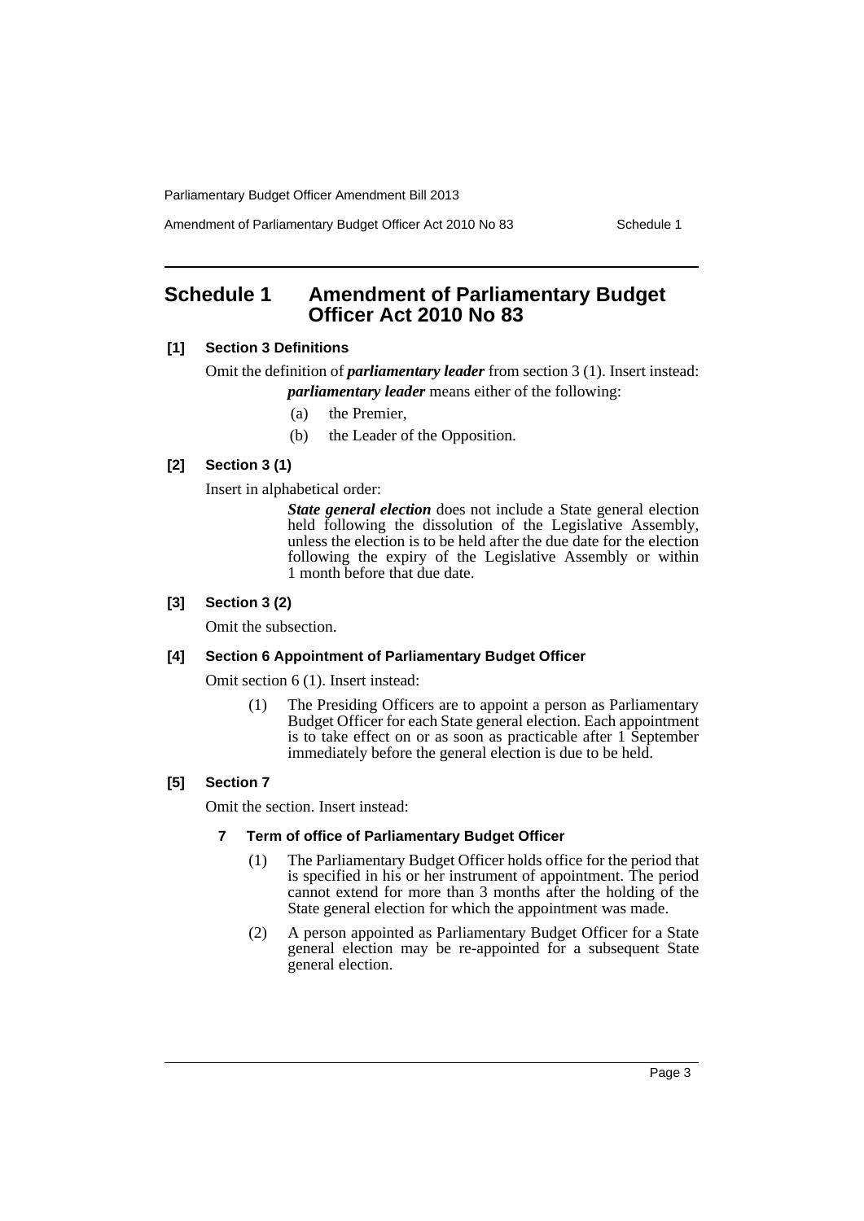# Schedule 1 Amendment of Parliamentary Budget Officer Act 2010 No 83

**[1] Section 3 Definitions**

Omit the definition of ***parliamentary leader*** from section 3 (1). Insert instead:

***parliamentary leader*** means either of the following:

(a) the Premier,

(b) the Leader of the Opposition.

**[2] Section 3 (1)**

Insert in alphabetical order:

***State general election*** does not include a State general election held following the dissolution of the Legislative Assembly, unless the election is to be held after the due date for the election following the expiry of the Legislative Assembly or within 1 month before that due date.

**[3] Section 3 (2)**

Omit the subsection.

**[4] Section 6 Appointment of Parliamentary Budget Officer**

Omit section 6 (1). Insert instead:

(1) The Presiding Officers are to appoint a person as Parliamentary Budget Officer for each State general election. Each appointment is to take effect on or as soon as practicable after 1 September immediately before the general election is due to be held.

**[5] Section 7**

Omit the section. Insert instead:

**7 Term of office of Parliamentary Budget Officer**

(1) The Parliamentary Budget Officer holds office for the period that is specified in his or her instrument of appointment. The period cannot extend for more than 3 months after the holding of the State general election for which the appointment was made.

(2) A person appointed as Parliamentary Budget Officer for a State general election may be re-appointed for a subsequent State general election.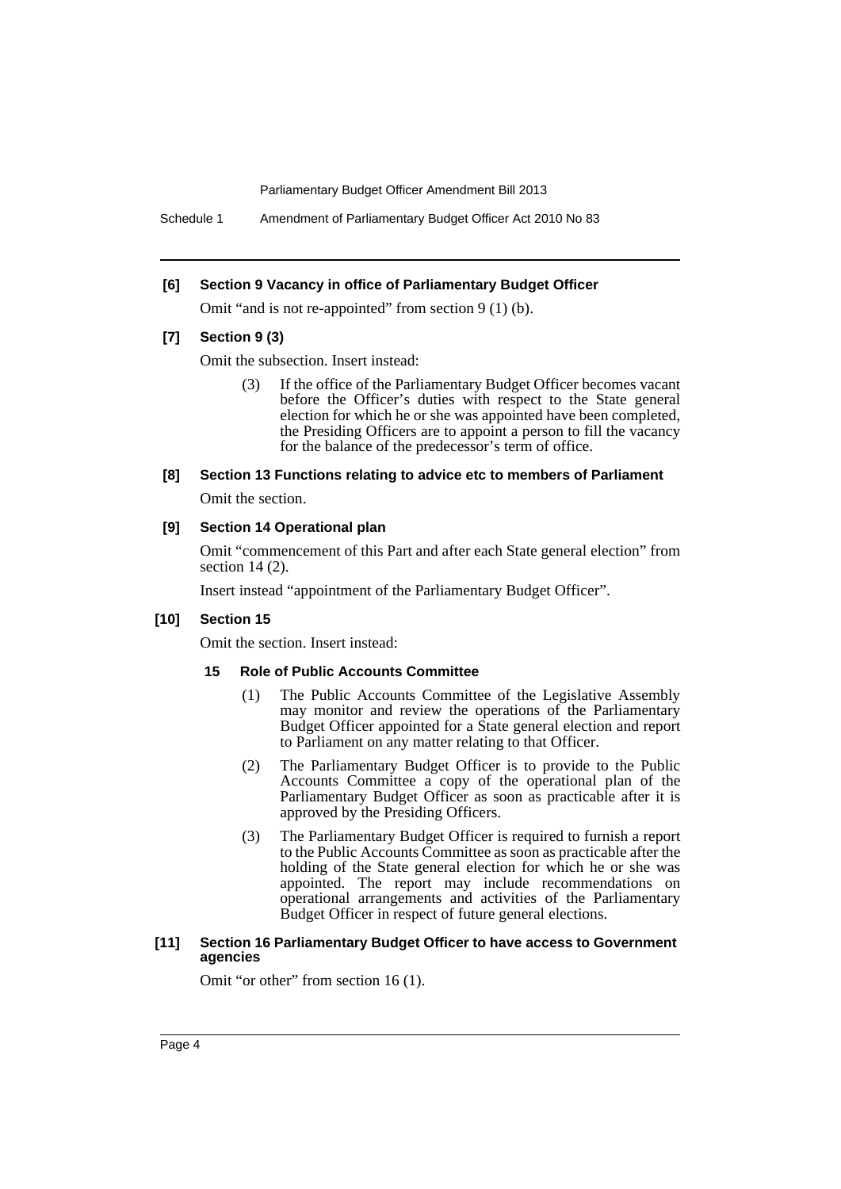**[6] Section 9 Vacancy in office of Parliamentary Budget Officer**

Omit "and is not re-appointed" from section 9 (1) (b).

**[7] Section 9 (3)**

Omit the subsection. Insert instead:

> (3) If the office of the Parliamentary Budget Officer becomes vacant before the Officer's duties with respect to the State general election for which he or she was appointed have been completed, the Presiding Officers are to appoint a person to fill the vacancy for the balance of the predecessor's term of office.

**[8] Section 13 Functions relating to advice etc to members of Parliament**

Omit the section.

**[9] Section 14 Operational plan**

Omit "commencement of this Part and after each State general election" from section 14 (2).

Insert instead "appointment of the Parliamentary Budget Officer".

**[10] Section 15**

Omit the section. Insert instead:

> **15 Role of Public Accounts Committee**
>
> (1) The Public Accounts Committee of the Legislative Assembly may monitor and review the operations of the Parliamentary Budget Officer appointed for a State general election and report to Parliament on any matter relating to that Officer.
>
> (2) The Parliamentary Budget Officer is to provide to the Public Accounts Committee a copy of the operational plan of the Parliamentary Budget Officer as soon as practicable after it is approved by the Presiding Officers.
>
> (3) The Parliamentary Budget Officer is required to furnish a report to the Public Accounts Committee as soon as practicable after the holding of the State general election for which he or she was appointed. The report may include recommendations on operational arrangements and activities of the Parliamentary Budget Officer in respect of future general elections.

**[11] Section 16 Parliamentary Budget Officer to have access to Government agencies**

Omit "or other" from section 16 (1).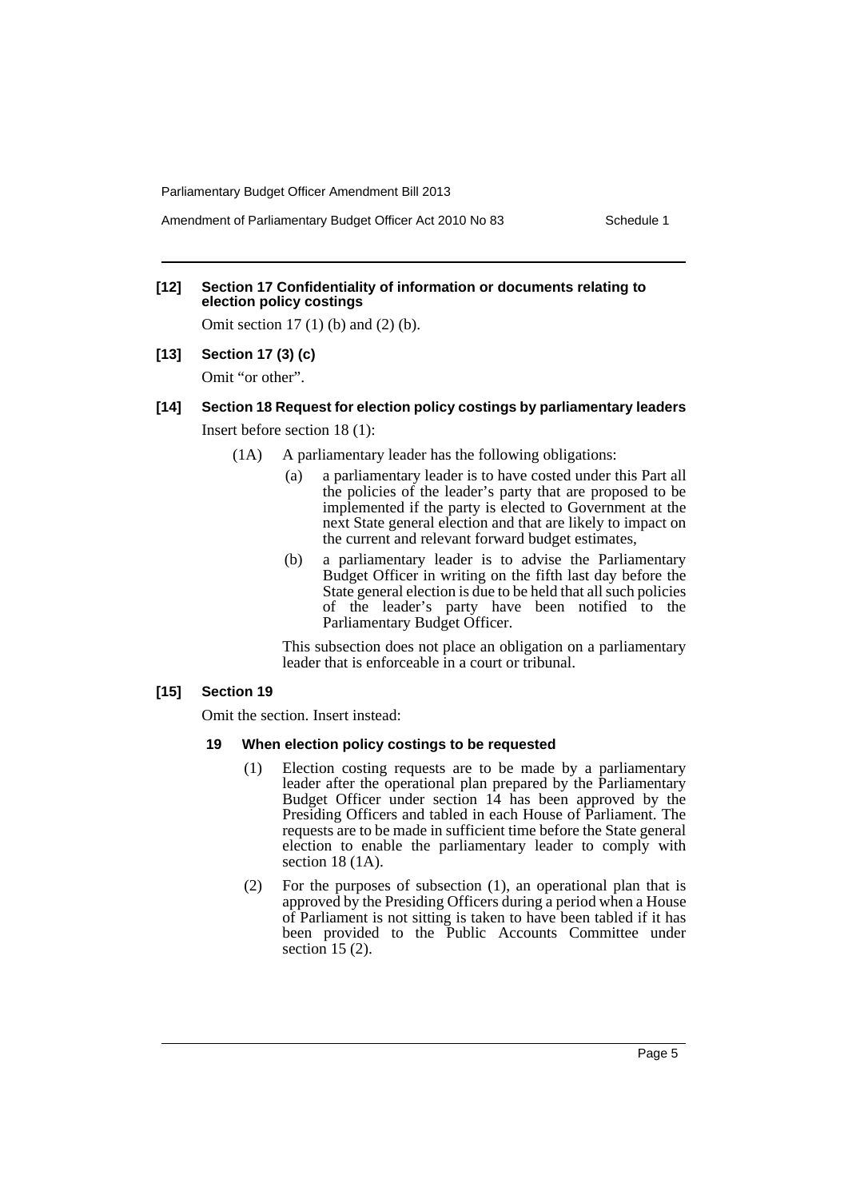**[12] Section 17 Confidentiality of information or documents relating to election policy costings**

Omit section 17 (1) (b) and (2) (b).

**[13] Section 17 (3) (c)**

Omit "or other".

**[14] Section 18 Request for election policy costings by parliamentary leaders**

Insert before section 18 (1):

(1A) A parliamentary leader has the following obligations:

- (a) a parliamentary leader is to have costed under this Part all the policies of the leader's party that are proposed to be implemented if the party is elected to Government at the next State general election and that are likely to impact on the current and relevant forward budget estimates,
- (b) a parliamentary leader is to advise the Parliamentary Budget Officer in writing on the fifth last day before the State general election is due to be held that all such policies of the leader's party have been notified to the Parliamentary Budget Officer.

This subsection does not place an obligation on a parliamentary leader that is enforceable in a court or tribunal.

**[15] Section 19**

Omit the section. Insert instead:

**19 When election policy costings to be requested**

(1) Election costing requests are to be made by a parliamentary leader after the operational plan prepared by the Parliamentary Budget Officer under section 14 has been approved by the Presiding Officers and tabled in each House of Parliament. The requests are to be made in sufficient time before the State general election to enable the parliamentary leader to comply with section 18 (1A).

(2) For the purposes of subsection (1), an operational plan that is approved by the Presiding Officers during a period when a House of Parliament is not sitting is taken to have been tabled if it has been provided to the Public Accounts Committee under section 15 (2).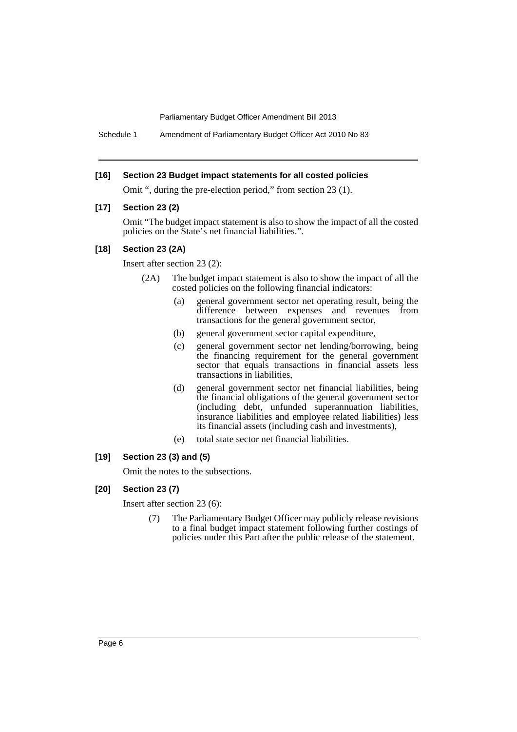**[16] Section 23 Budget impact statements for all costed policies**

Omit ", during the pre-election period," from section 23 (1).

**[17] Section 23 (2)**

Omit "The budget impact statement is also to show the impact of all the costed policies on the State's net financial liabilities.".

**[18] Section 23 (2A)**

Insert after section 23 (2):

(2A) The budget impact statement is also to show the impact of all the costed policies on the following financial indicators:

(a) general government sector net operating result, being the difference between expenses and revenues from transactions for the general government sector,

(b) general government sector capital expenditure,

(c) general government sector net lending/borrowing, being the financing requirement for the general government sector that equals transactions in financial assets less transactions in liabilities,

(d) general government sector net financial liabilities, being the financial obligations of the general government sector (including debt, unfunded superannuation liabilities, insurance liabilities and employee related liabilities) less its financial assets (including cash and investments),

(e) total state sector net financial liabilities.

**[19] Section 23 (3) and (5)**

Omit the notes to the subsections.

**[20] Section 23 (7)**

Insert after section 23 (6):

(7) The Parliamentary Budget Officer may publicly release revisions to a final budget impact statement following further costings of policies under this Part after the public release of the statement.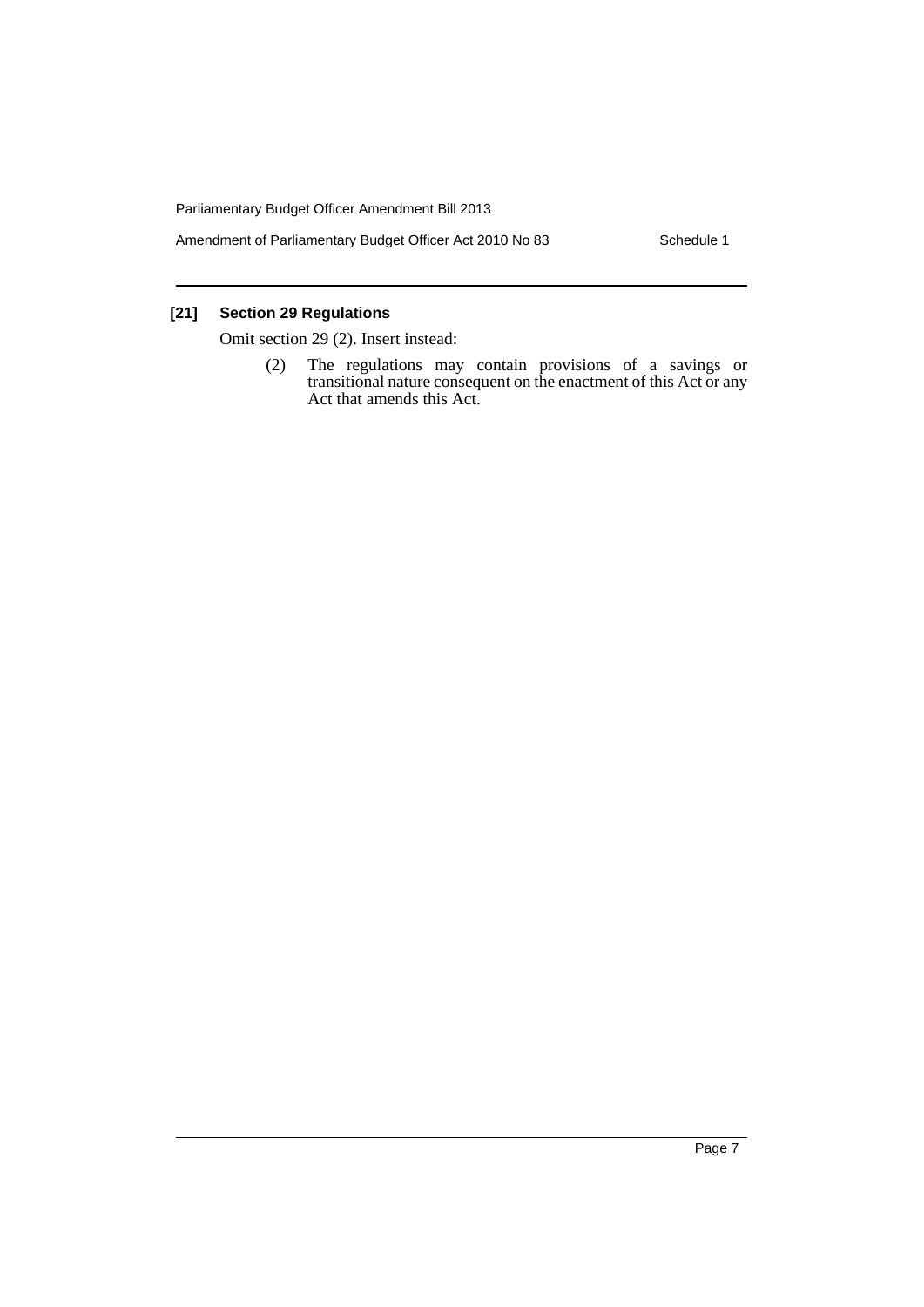### [21] Section 29 Regulations

Omit section 29 (2). Insert instead:

(2) The regulations may contain provisions of a savings or transitional nature consequent on the enactment of this Act or any Act that amends this Act.